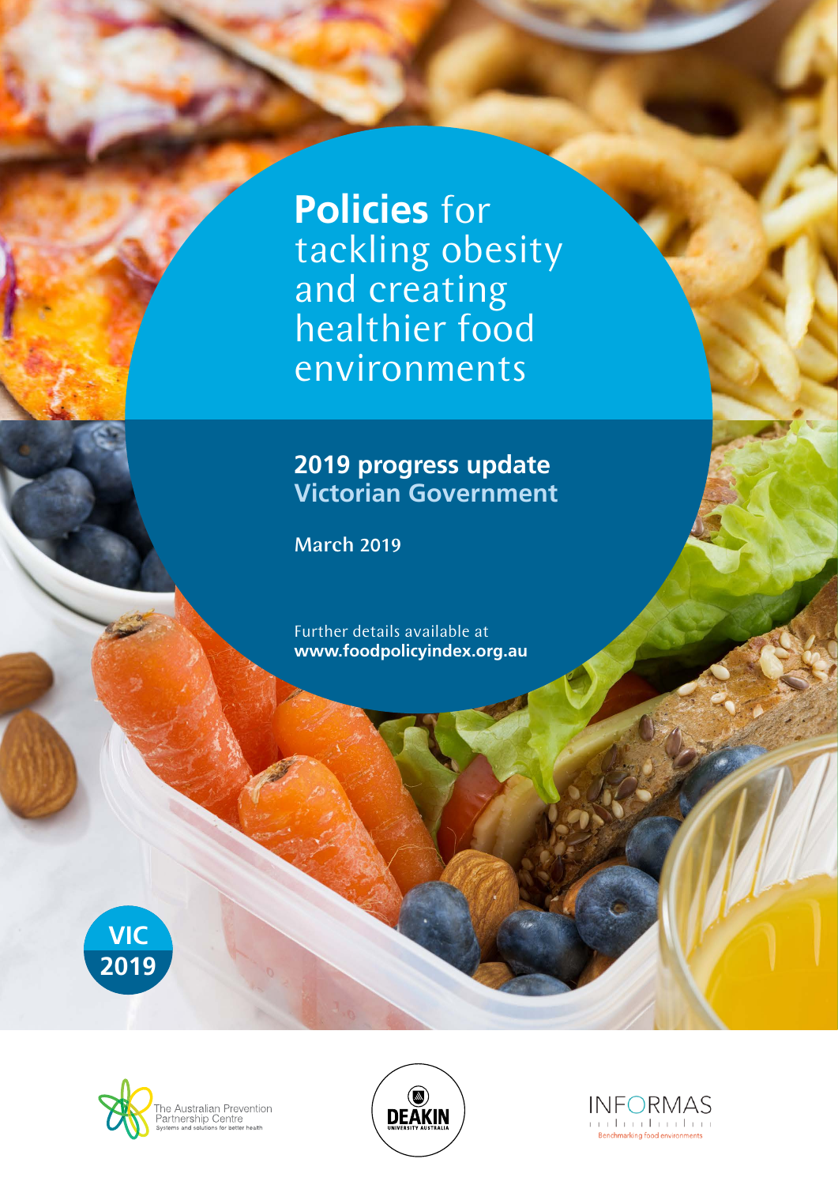# **Policies** for tackling obesity and creating healthier food environments

## 2019 progress update
## Victorian Government

**March 2019**

Further details available at
**www.foodpolicyindex.org.au**

**VIC 2019**

The Australian Prevention Partnership Centre
Systems and solutions for better health

DEAKIN UNIVERSITY AUSTRALIA

INFORMAS
Benchmarking food environments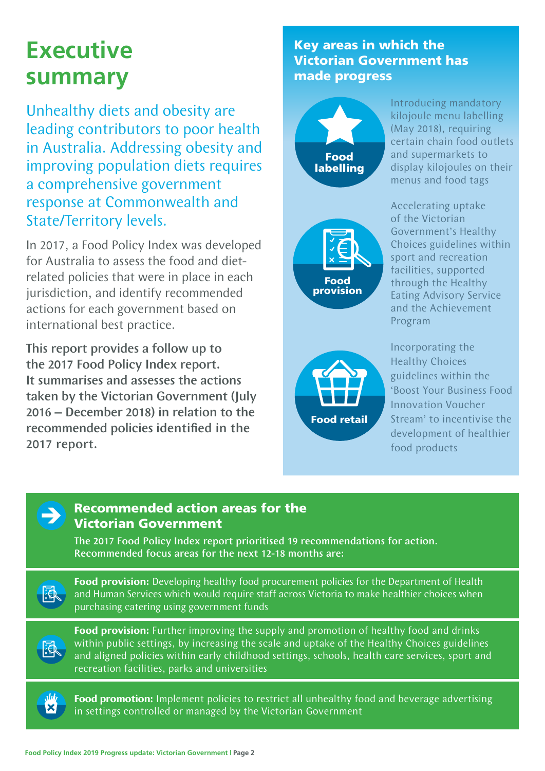# Executive summary

Unhealthy diets and obesity are leading contributors to poor health in Australia. Addressing obesity and improving population diets requires a comprehensive government response at Commonwealth and State/Territory levels.

In 2017, a Food Policy Index was developed for Australia to assess the food and diet-related policies that were in place in each jurisdiction, and identify recommended actions for each government based on international best practice.

**This report provides a follow up to the 2017 Food Policy Index report. It summarises and assesses the actions taken by the Victorian Government (July 2016 – December 2018) in relation to the recommended policies identified in the 2017 report.**

## Key areas in which the Victorian Government has made progress

**Food labelling**

Introducing mandatory kilojoule menu labelling (May 2018), requiring certain chain food outlets and supermarkets to display kilojoules on their menus and food tags

**Food provision**

Accelerating uptake of the Victorian Government's Healthy Choices guidelines within sport and recreation facilities, supported through the Healthy Eating Advisory Service and the Achievement Program

**Food retail**

Incorporating the Healthy Choices guidelines within the 'Boost Your Business Food Innovation Voucher Stream' to incentivise the development of healthier food products

## Recommended action areas for the Victorian Government

**The 2017 Food Policy Index report prioritised 19 recommendations for action. Recommended focus areas for the next 12-18 months are:**

**Food provision:** Developing healthy food procurement policies for the Department of Health and Human Services which would require staff across Victoria to make healthier choices when purchasing catering using government funds

**Food provision:** Further improving the supply and promotion of healthy food and drinks within public settings, by increasing the scale and uptake of the Healthy Choices guidelines and aligned policies within early childhood settings, schools, health care services, sport and recreation facilities, parks and universities

**Food promotion:** Implement policies to restrict all unhealthy food and beverage advertising in settings controlled or managed by the Victorian Government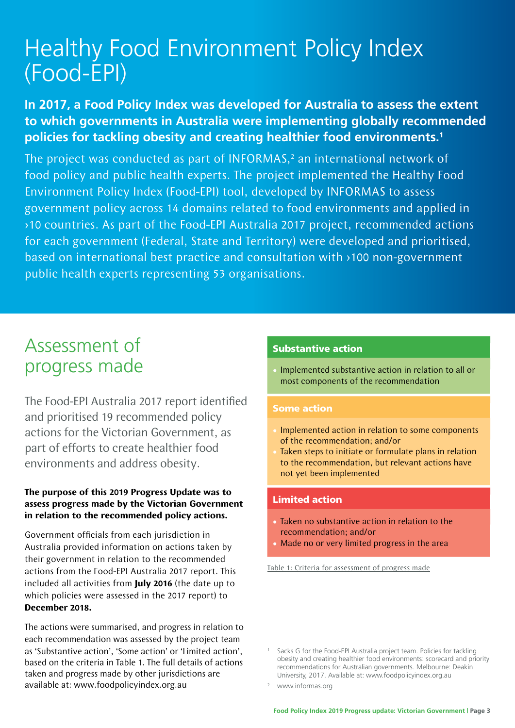# Healthy Food Environment Policy Index (Food-EPI)

**In 2017, a Food Policy Index was developed for Australia to assess the extent to which governments in Australia were implementing globally recommended policies for tackling obesity and creating healthier food environments.[1]**

The project was conducted as part of INFORMAS,[2] an international network of food policy and public health experts. The project implemented the Healthy Food Environment Policy Index (Food-EPI) tool, developed by INFORMAS to assess government policy across 14 domains related to food environments and applied in ›10 countries. As part of the Food-EPI Australia 2017 project, recommended actions for each government (Federal, State and Territory) were developed and prioritised, based on international best practice and consultation with ›100 non-government public health experts representing 53 organisations.

## Assessment of progress made

The Food-EPI Australia 2017 report identified and prioritised 19 recommended policy actions for the Victorian Government, as part of efforts to create healthier food environments and address obesity.

**The purpose of this 2019 Progress Update was to assess progress made by the Victorian Government in relation to the recommended policy actions.**

Government officials from each jurisdiction in Australia provided information on actions taken by their government in relation to the recommended actions from the Food-EPI Australia 2017 report. This included all activities from **July 2016** (the date up to which policies were assessed in the 2017 report) to **December 2018.**

The actions were summarised, and progress in relation to each recommendation was assessed by the project team as 'Substantive action', 'Some action' or 'Limited action', based on the criteria in Table 1. The full details of actions taken and progress made by other jurisdictions are available at: www.foodpolicyindex.org.au

| Assessment | Criteria |
|---|---|
| **Substantive action** | • Implemented substantive action in relation to all or most components of the recommendation |
| **Some action** | • Implemented action in relation to some components of the recommendation; and/or<br>• Taken steps to initiate or formulate plans in relation to the recommendation, but relevant actions have not yet been implemented |
| **Limited action** | • Taken no substantive action in relation to the recommendation; and/or<br>• Made no or very limited progress in the area |

Table 1: Criteria for assessment of progress made

[1] Sacks G for the Food-EPI Australia project team. Policies for tackling obesity and creating healthier food environments: scorecard and priority recommendations for Australian governments. Melbourne: Deakin University, 2017. Available at: www.foodpolicyindex.org.au

[2] www.informas.org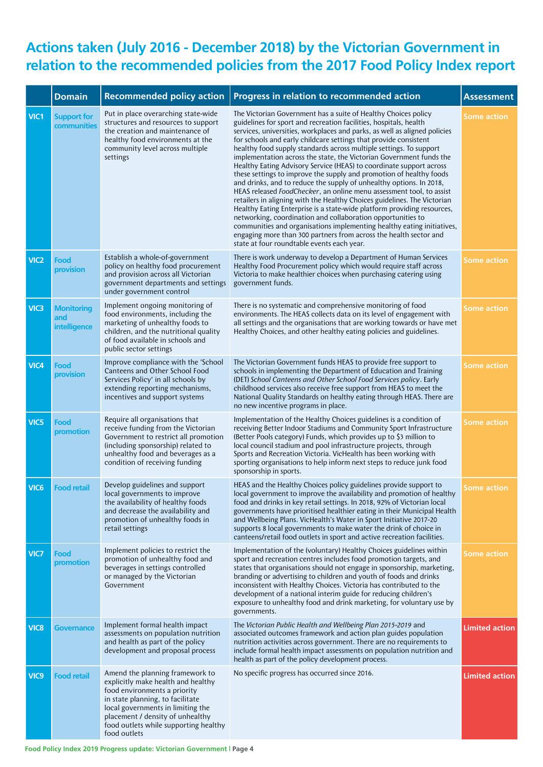# Actions taken (July 2016 - December 2018) by the Victorian Government in relation to the recommended policies from the 2017 Food Policy Index report

| | Domain | Recommended policy action | Progress in relation to recommended action | Assessment |
|---|---|---|---|---|
| VIC1 | Support for communities | Put in place overarching state-wide structures and resources to support the creation and maintenance of healthy food environments at the community level across multiple settings | The Victorian Government has a suite of Healthy Choices policy guidelines for sport and recreation facilities, hospitals, health services, universities, workplaces and parks, as well as aligned policies for schools and early childcare settings that provide consistent healthy food supply standards across multiple settings. To support implementation across the state, the Victorian Government funds the Healthy Eating Advisory Service (HEAS) to coordinate support across these settings to improve the supply and promotion of healthy foods and drinks, and to reduce the supply of unhealthy options. In 2018, HEAS released *FoodChecker*, an online menu assessment tool, to assist retailers in aligning with the Healthy Choices guidelines. The Victorian Healthy Eating Enterprise is a state-wide platform providing resources, networking, coordination and collaboration opportunities to communities and organisations implementing healthy eating initiatives, engaging more than 300 partners from across the health sector and state at four roundtable events each year. | Some action |
| VIC2 | Food provision | Establish a whole-of-government policy on healthy food procurement and provision across all Victorian government departments and settings under government control | There is work underway to develop a Department of Human Services Healthy Food Procurement policy which would require staff across Victoria to make healthier choices when purchasing catering using government funds. | Some action |
| VIC3 | Monitoring and intelligence | Implement ongoing monitoring of food environments, including the marketing of unhealthy foods to children, and the nutritional quality of food available in schools and public sector settings | There is no systematic and comprehensive monitoring of food environments. The HEAS collects data on its level of engagement with all settings and the organisations that are working towards or have met Healthy Choices, and other healthy eating policies and guidelines. | Some action |
| VIC4 | Food provision | Improve compliance with the 'School Canteens and Other School Food Services Policy' in all schools by extending reporting mechanisms, incentives and support systems | The Victorian Government funds HEAS to provide free support to schools in implementing the Department of Education and Training (DET) *School Canteens and Other School Food Services policy*. Early childhood services also receive free support from HEAS to meet the National Quality Standards on healthy eating through HEAS. There are no new incentive programs in place. | Some action |
| VIC5 | Food promotion | Require all organisations that receive funding from the Victorian Government to restrict all promotion (including sponsorship) related to unhealthy food and beverages as a condition of receiving funding | Implementation of the Healthy Choices guidelines is a condition of receiving Better Indoor Stadiums and Community Sport Infrastructure (Better Pools category) Funds, which provides up to $3 million to local council stadium and pool infrastructure projects, through Sports and Recreation Victoria. VicHealth has been working with sporting organisations to help inform next steps to reduce junk food sponsorship in sports. | Some action |
| VIC6 | Food retail | Develop guidelines and support local governments to improve the availability of healthy foods and decrease the availability and promotion of unhealthy foods in retail settings | HEAS and the Healthy Choices policy guidelines provide support to local government to improve the availability and promotion of healthy food and drinks in key retail settings. In 2018, 92% of Victorian local governments have prioritised healthier eating in their Municipal Health and Wellbeing Plans. VicHealth's Water in Sport Initiative 2017-20 supports 8 local governments to make water the drink of choice in canteens/retail food outlets in sport and active recreation facilities. | Some action |
| VIC7 | Food promotion | Implement policies to restrict the promotion of unhealthy food and beverages in settings controlled or managed by the Victorian Government | Implementation of the (voluntary) Healthy Choices guidelines within sport and recreation centres includes food promotion targets, and states that organisations should not engage in sponsorship, marketing, branding or advertising to children and youth of foods and drinks inconsistent with Healthy Choices. Victoria has contributed to the development of a national interim guide for reducing children's exposure to unhealthy food and drink marketing, for voluntary use by governments. | Some action |
| VIC8 | Governance | Implement formal health impact assessments on population nutrition and health as part of the policy development and proposal process | The *Victorian Public Health and Wellbeing Plan 2015-2019* and associated outcomes framework and action plan guides population nutrition activities across government. There are no requirements to include formal health impact assessments on population nutrition and health as part of the policy development process. | Limited action |
| VIC9 | Food retail | Amend the planning framework to explicitly make health and healthy food environments a priority in state planning, to facilitate local governments in limiting the placement / density of unhealthy food outlets while supporting healthy food outlets | No specific progress has occurred since 2016. | Limited action |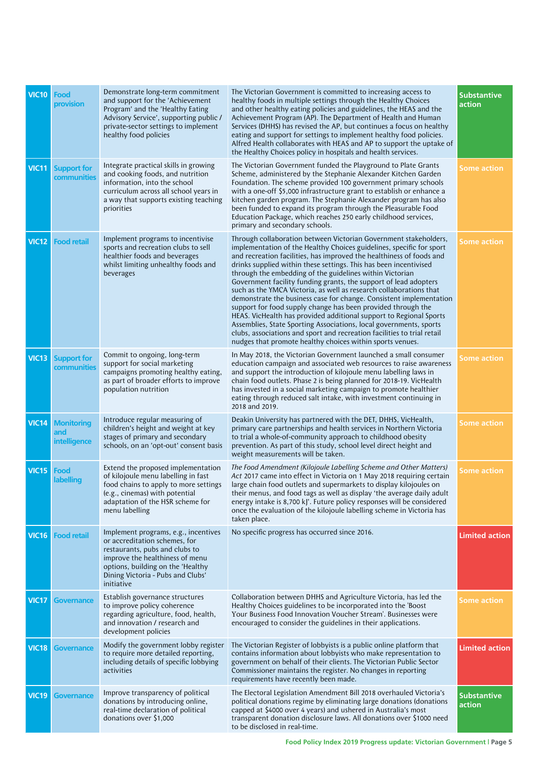| | | | | |
|---|---|---|---|---|
| VIC10 | Food provision | Demonstrate long-term commitment and support for the 'Achievement Program' and the 'Healthy Eating Advisory Service', supporting public / private-sector settings to implement healthy food policies | The Victorian Government is committed to increasing access to healthy foods in multiple settings through the Healthy Choices and other healthy eating policies and guidelines, the HEAS and the Achievement Program (AP). The Department of Health and Human Services (DHHS) has revised the AP, but continues a focus on healthy eating and support for settings to implement healthy food policies. Alfred Health collaborates with HEAS and AP to support the uptake of the Healthy Choices policy in hospitals and health services. | Substantive action |
| VIC11 | Support for communities | Integrate practical skills in growing and cooking foods, and nutrition information, into the school curriculum across all school years in a way that supports existing teaching priorities | The Victorian Government funded the Playground to Plate Grants Scheme, administered by the Stephanie Alexander Kitchen Garden Foundation. The scheme provided 100 government primary schools with a one-off $5,000 infrastructure grant to establish or enhance a kitchen garden program. The Stephanie Alexander program has also been funded to expand its program through the Pleasurable Food Education Package, which reaches 250 early childhood services, primary and secondary schools. | Some action |
| VIC12 | Food retail | Implement programs to incentivise sports and recreation clubs to sell healthier foods and beverages whilst limiting unhealthy foods and beverages | Through collaboration between Victorian Government stakeholders, implementation of the Healthy Choices guidelines, specific for sport and recreation facilities, has improved the healthiness of foods and drinks supplied within these settings. This has been incentivised through the embedding of the guidelines within Victorian Government facility funding grants, the support of lead adopters such as the YMCA Victoria, as well as research collaborations that demonstrate the business case for change. Consistent implementation support for food supply change has been provided through the HEAS. VicHealth has provided additional support to Regional Sports Assemblies, State Sporting Associations, local governments, sports clubs, associations and sport and recreation facilities to trial retail nudges that promote healthy choices within sports venues. | Some action |
| VIC13 | Support for communities | Commit to ongoing, long-term support for social marketing campaigns promoting healthy eating, as part of broader efforts to improve population nutrition | In May 2018, the Victorian Government launched a small consumer education campaign and associated web resources to raise awareness and support the introduction of kilojoule menu labelling laws in chain food outlets. Phase 2 is being planned for 2018-19. VicHealth has invested in a social marketing campaign to promote healthier eating through reduced salt intake, with investment continuing in 2018 and 2019. | Some action |
| VIC14 | Monitoring and intelligence | Introduce regular measuring of children's height and weight at key stages of primary and secondary schools, on an 'opt-out' consent basis | Deakin University has partnered with the DET, DHHS, VicHealth, primary care partnerships and health services in Northern Victoria to trial a whole-of-community approach to childhood obesity prevention. As part of this study, school level direct height and weight measurements will be taken. | Some action |
| VIC15 | Food labelling | Extend the proposed implementation of kilojoule menu labelling in fast food chains to apply to more settings (e.g., cinemas) with potential adaptation of the HSR scheme for menu labelling | *The Food Amendment (Kilojoule Labelling Scheme and Other Matters) Act* 2017 came into effect in Victoria on 1 May 2018 requiring certain large chain food outlets and supermarkets to display kilojoules on their menus, and food tags as well as display 'the average daily adult energy intake is 8,700 kJ'. Future policy responses will be considered once the evaluation of the kilojoule labelling scheme in Victoria has taken place. | Some action |
| VIC16 | Food retail | Implement programs, e.g., incentives or accreditation schemes, for restaurants, pubs and clubs to improve the healthiness of menu options, building on the 'Healthy Dining Victoria - Pubs and Clubs' initiative | No specific progress has occurred since 2016. | Limited action |
| VIC17 | Governance | Establish governance structures to improve policy coherence regarding agriculture, food, health, and innovation / research and development policies | Collaboration between DHHS and Agriculture Victoria, has led the Healthy Choices guidelines to be incorporated into the 'Boost Your Business Food Innovation Voucher Stream'. Businesses were encouraged to consider the guidelines in their applications. | Some action |
| VIC18 | Governance | Modify the government lobby register to require more detailed reporting, including details of specific lobbying activities | The Victorian Register of lobbyists is a public online platform that contains information about lobbyists who make representation to government on behalf of their clients. The Victorian Public Sector Commissioner maintains the register. No changes in reporting requirements have recently been made. | Limited action |
| VIC19 | Governance | Improve transparency of political donations by introducing online, real-time declaration of political donations over $1,000 | The Electoral Legislation Amendment Bill 2018 overhauled Victoria's political donations regime by eliminating large donations (donations capped at $4000 over 4 years) and ushered in Australia's most transparent donation disclosure laws. All donations over $1000 need to be disclosed in real-time. | Substantive action |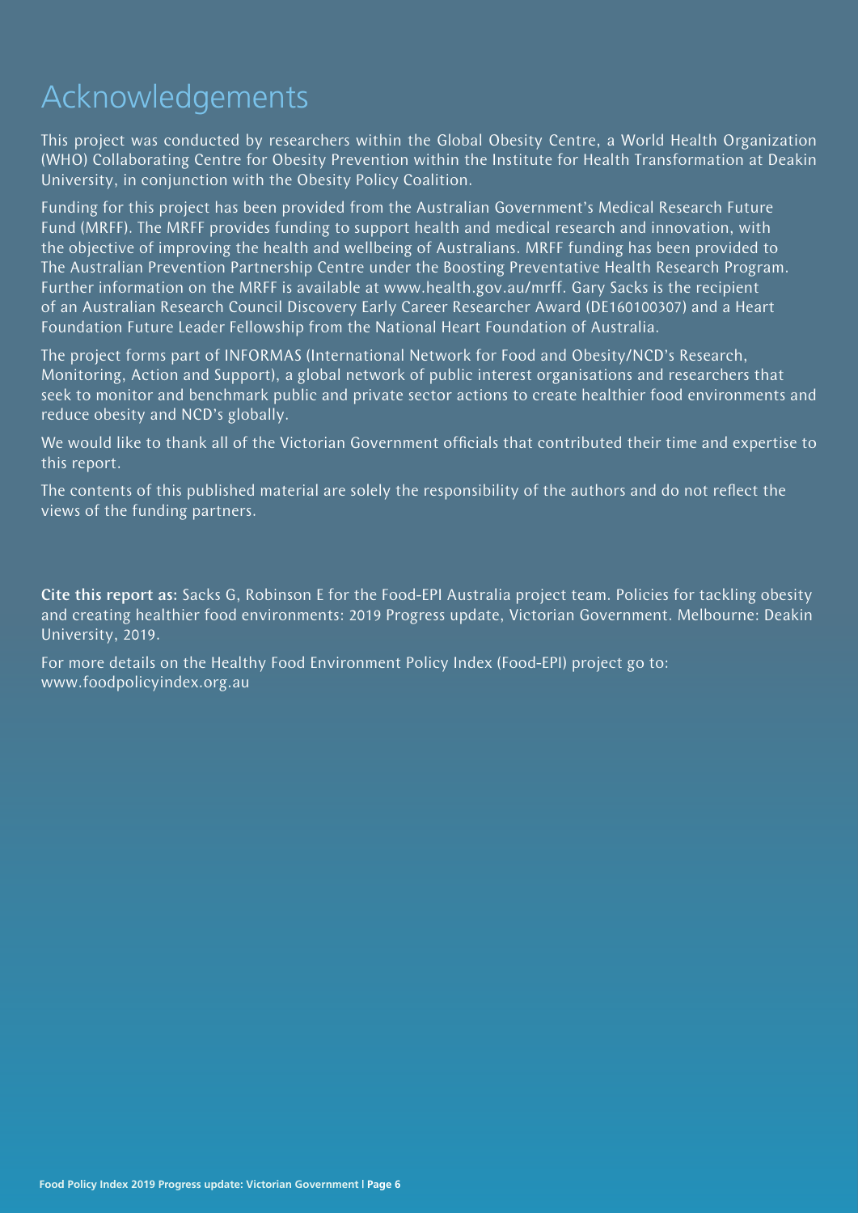# Acknowledgements

This project was conducted by researchers within the Global Obesity Centre, a World Health Organization (WHO) Collaborating Centre for Obesity Prevention within the Institute for Health Transformation at Deakin University, in conjunction with the Obesity Policy Coalition.

Funding for this project has been provided from the Australian Government's Medical Research Future Fund (MRFF). The MRFF provides funding to support health and medical research and innovation, with the objective of improving the health and wellbeing of Australians. MRFF funding has been provided to The Australian Prevention Partnership Centre under the Boosting Preventative Health Research Program. Further information on the MRFF is available at www.health.gov.au/mrff. Gary Sacks is the recipient of an Australian Research Council Discovery Early Career Researcher Award (DE160100307) and a Heart Foundation Future Leader Fellowship from the National Heart Foundation of Australia.

The project forms part of INFORMAS (International Network for Food and Obesity/NCD's Research, Monitoring, Action and Support), a global network of public interest organisations and researchers that seek to monitor and benchmark public and private sector actions to create healthier food environments and reduce obesity and NCD's globally.

We would like to thank all of the Victorian Government officials that contributed their time and expertise to this report.

The contents of this published material are solely the responsibility of the authors and do not reflect the views of the funding partners.

**Cite this report as:** Sacks G, Robinson E for the Food-EPI Australia project team. Policies for tackling obesity and creating healthier food environments: 2019 Progress update, Victorian Government. Melbourne: Deakin University, 2019.

For more details on the Healthy Food Environment Policy Index (Food-EPI) project go to: www.foodpolicyindex.org.au